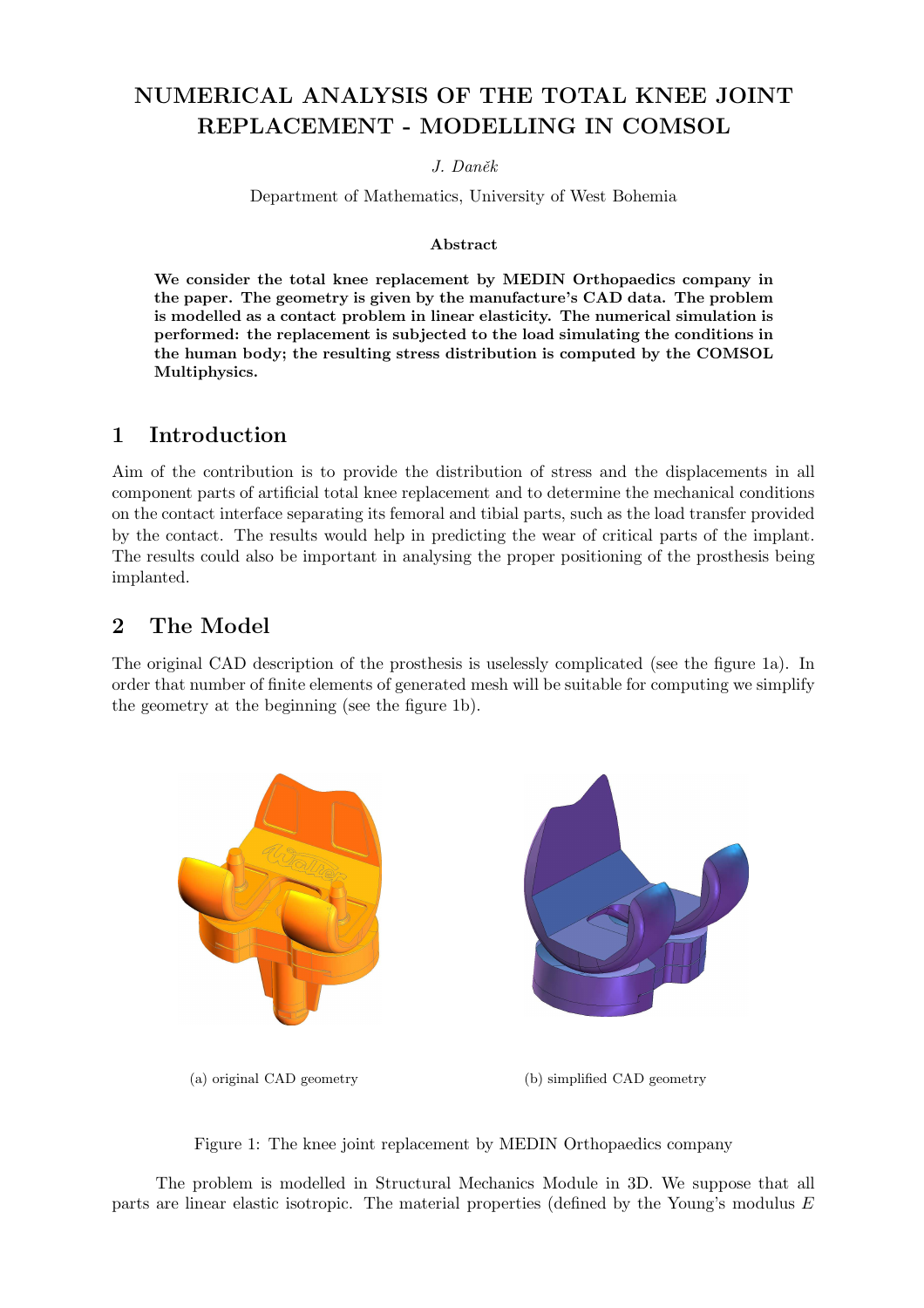# NUMERICAL ANALYSIS OF THE TOTAL KNEE JOINT REPLACEMENT - MODELLING IN COMSOL

*J. Daněk*

Department of Mathematics, University of West Bohemia

### Abstract

**We consider the total knee replacement by MEDIN Orthopaedics company in the paper. The geometry is given by the manufacture's CAD data. The problem is modelled as a contact problem in linear elasticity. The numerical simulation is performed: the replacement is subjected to the load simulating the conditions in the human body; the resulting stress distribution is computed by the COMSOL Multiphysics.**

## 1 Introduction

Aim of the contribution is to provide the distribution of stress and the displacements in all component parts of artificial total knee replacement and to determine the mechanical conditions on the contact interface separating its femoral and tibial parts, such as the load transfer provided by the contact. The results would help in predicting the wear of critical parts of the implant. The results could also be important in analysing the proper positioning of the prosthesis being implanted.

## 2 The Model

The original CAD description of the prosthesis is uselessly complicated (see the figure 1a). In order that number of finite elements of generated mesh will be suitable for computing we simplify the geometry at the beginning (see the figure 1b).

(a) original CAD geometry

(b) simplified CAD geometry

Figure 1: The knee joint replacement by MEDIN Orthopaedics company

The problem is modelled in Structural Mechanics Module in 3D. We suppose that all parts are linear elastic isotropic. The material properties (defined by the Young's modulus $E$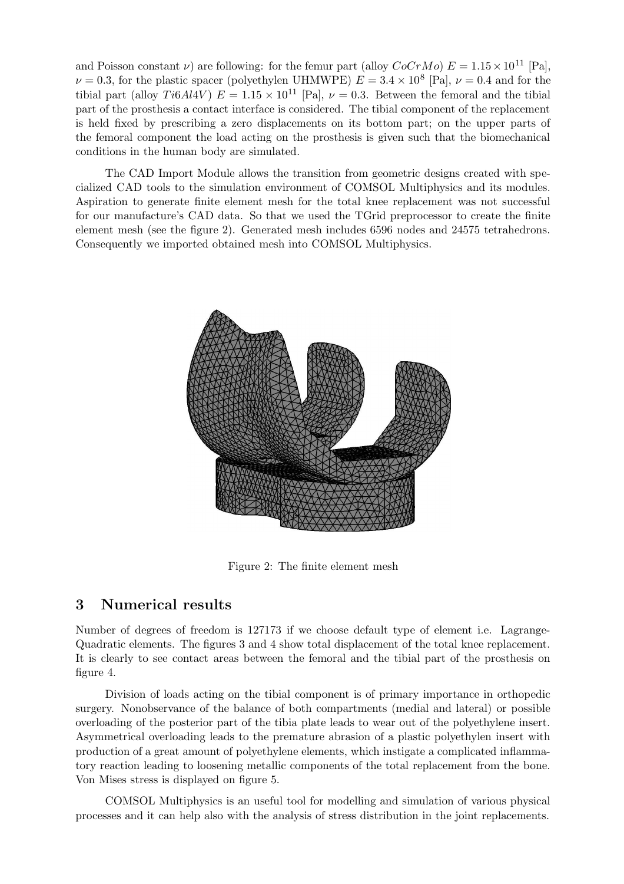and Poisson constant $\nu$) are following: for the femur part (alloy $CoCrMo$) $E = 1.15 \times 10^{11}$ [Pa], $\nu = 0.3$, for the plastic spacer (polyethylen UHMWPE) $E = 3.4 \times 10^{8}$ [Pa], $\nu = 0.4$ and for the tibial part (alloy $Ti6Al4V$) $E = 1.15 \times 10^{11}$ [Pa], $\nu = 0.3$. Between the femoral and the tibial part of the prosthesis a contact interface is considered. The tibial component of the replacement is held fixed by prescribing a zero displacements on its bottom part; on the upper parts of the femoral component the load acting on the prosthesis is given such that the biomechanical conditions in the human body are simulated.

The CAD Import Module allows the transition from geometric designs created with specialized CAD tools to the simulation environment of COMSOL Multiphysics and its modules. Aspiration to generate finite element mesh for the total knee replacement was not successful for our manufacture's CAD data. So that we used the TGrid preprocessor to create the finite element mesh (see the figure 2). Generated mesh includes 6596 nodes and 24575 tetrahedrons. Consequently we imported obtained mesh into COMSOL Multiphysics.

Figure 2: The finite element mesh

## 3 Numerical results

Number of degrees of freedom is 127173 if we choose default type of element i.e. Lagrange-Quadratic elements. The figures 3 and 4 show total displacement of the total knee replacement. It is clearly to see contact areas between the femoral and the tibial part of the prosthesis on figure 4.

Division of loads acting on the tibial component is of primary importance in orthopedic surgery. Nonobservance of the balance of both compartments (medial and lateral) or possible overloading of the posterior part of the tibia plate leads to wear out of the polyethylene insert. Asymmetrical overloading leads to the premature abrasion of a plastic polyethylen insert with production of a great amount of polyethylene elements, which instigate a complicated inflammatory reaction leading to loosening metallic components of the total replacement from the bone. Von Mises stress is displayed on figure 5.

COMSOL Multiphysics is an useful tool for modelling and simulation of various physical processes and it can help also with the analysis of stress distribution in the joint replacements.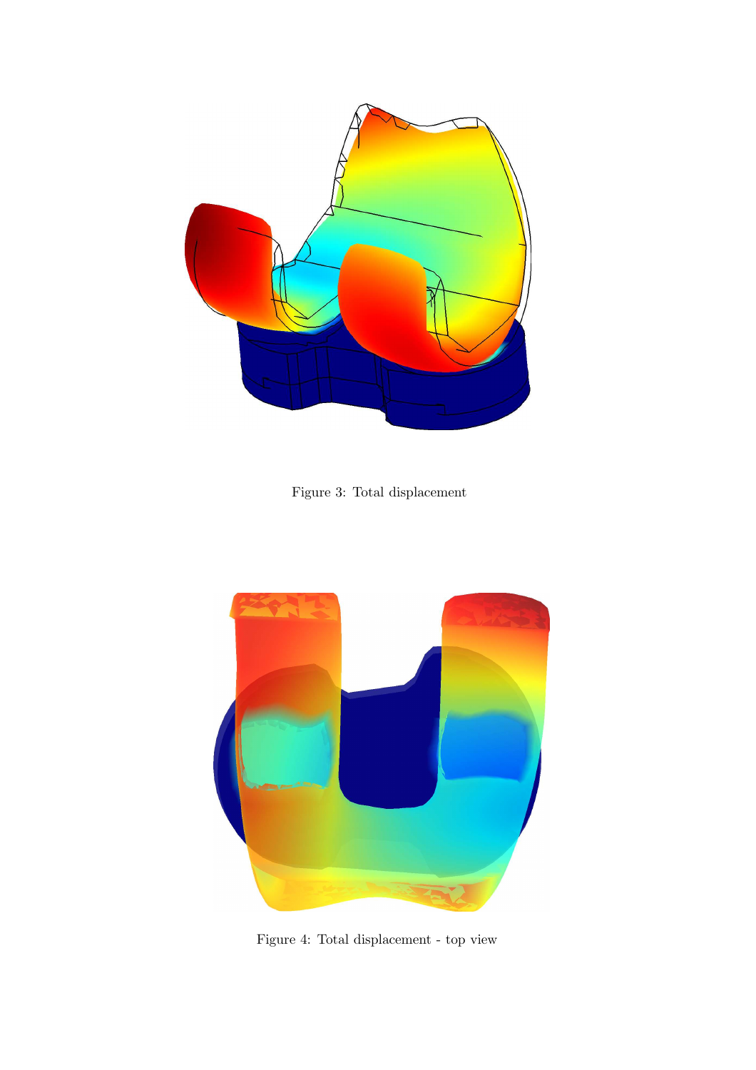Figure 3: Total displacement

Figure 4: Total displacement - top view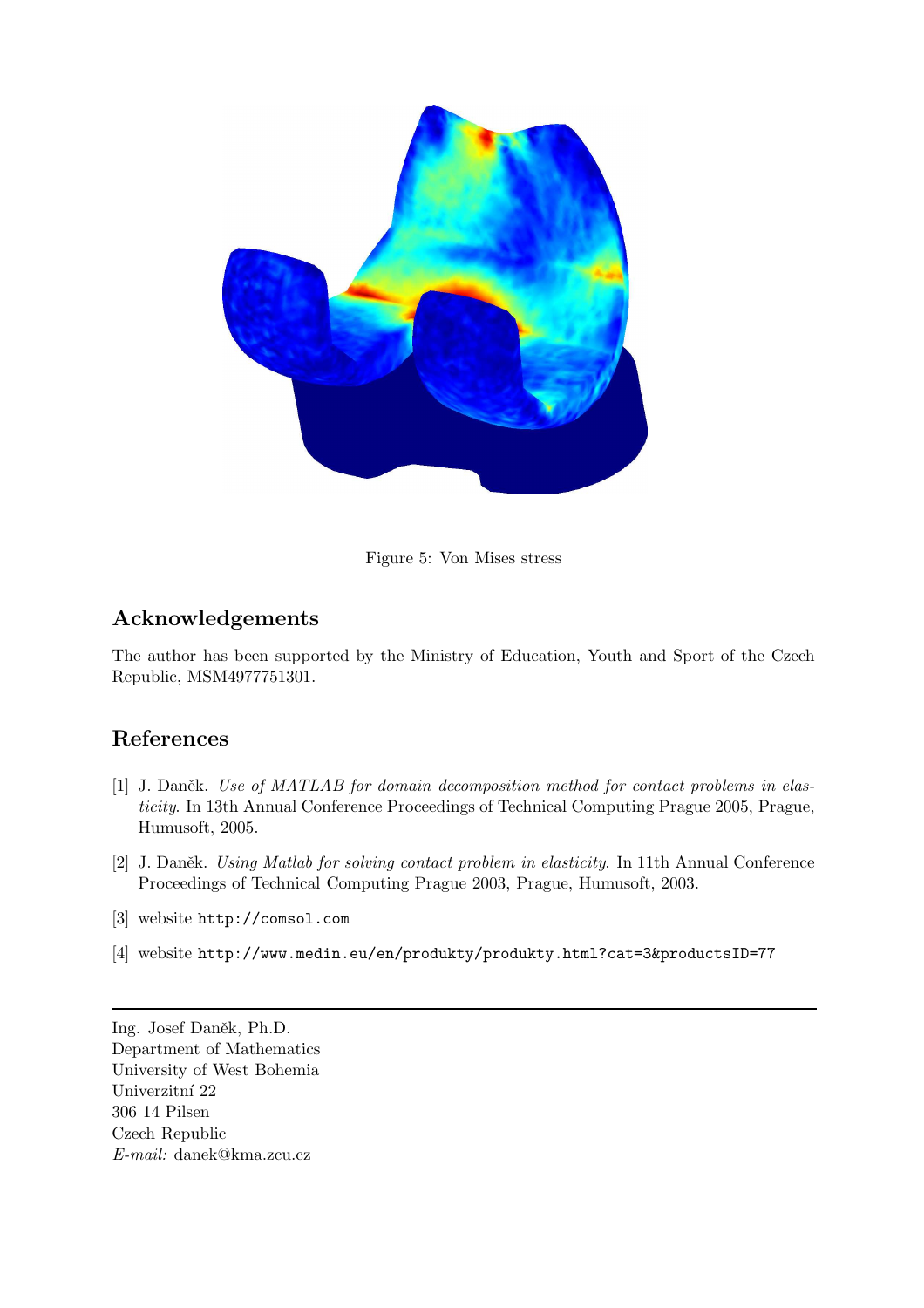Figure 5: Von Mises stress

## Acknowledgements

The author has been supported by the Ministry of Education, Youth and Sport of the Czech Republic, MSM4977751301.

## References

[1] J. Daněk. *Use of MATLAB for domain decomposition method for contact problems in elasticity*. In 13th Annual Conference Proceedings of Technical Computing Prague 2005, Prague, Humusoft, 2005.

[2] J. Daněk. *Using Matlab for solving contact problem in elasticity*. In 11th Annual Conference Proceedings of Technical Computing Prague 2003, Prague, Humusoft, 2003.

[3] website `http://comsol.com`

[4] website `http://www.medin.eu/en/produkty/produkty.html?cat=3&productsID=77`

---

Ing. Josef Daněk, Ph.D.
Department of Mathematics
University of West Bohemia
Univerzitní 22
306 14 Pilsen
Czech Republic
*E-mail:* danek@kma.zcu.cz